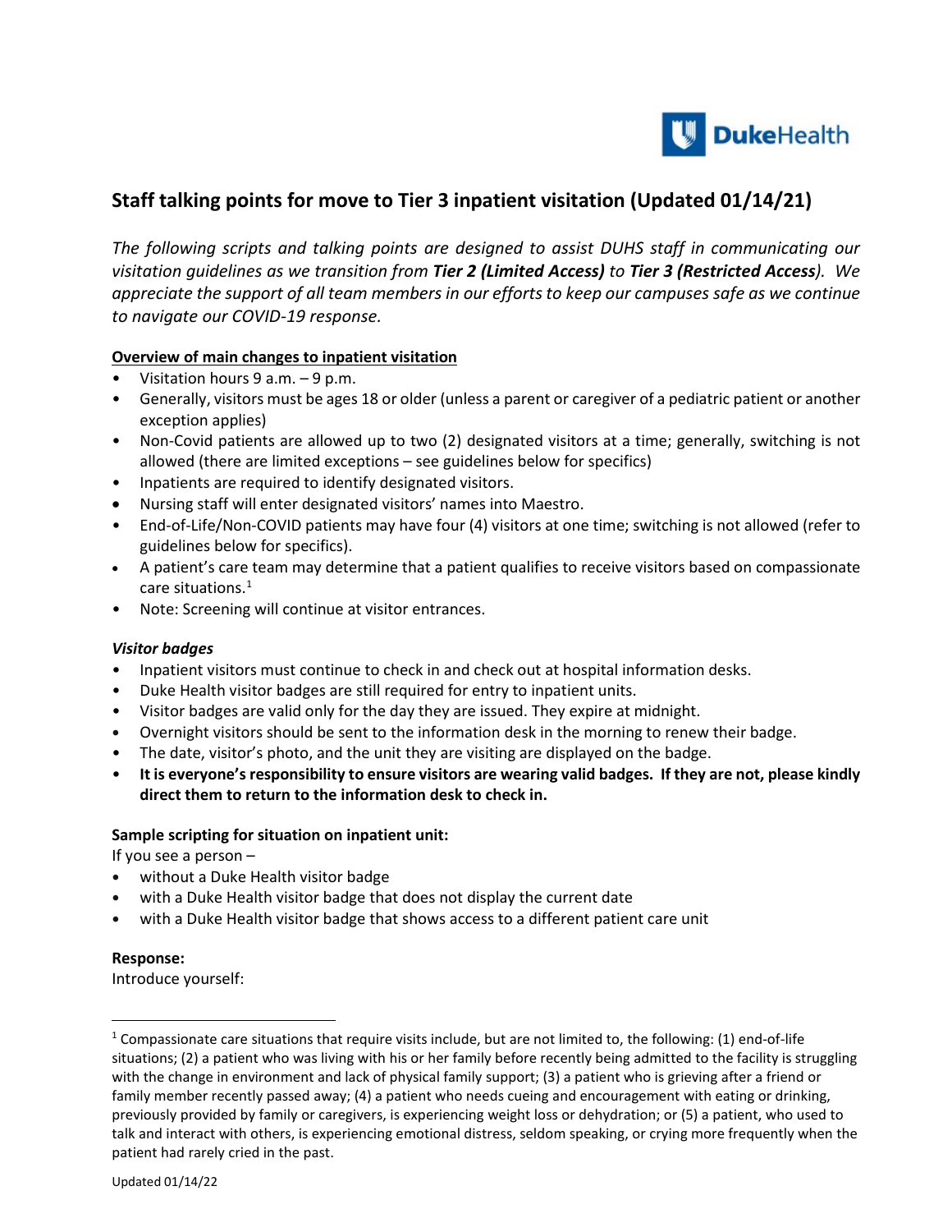## Staff talking points for move to Tier 3 inpatient visitation (Updated 01/14/21)

*The following scripts and talking points are designed to assist DUHS staff in communicating our visitation guidelines as we transition from **Tier 2 (Limited Access)** to **Tier 3 (Restricted Access)**. We appreciate the support of all team members in our efforts to keep our campuses safe as we continue to navigate our COVID-19 response.*

**Overview of main changes to inpatient visitation**

- Visitation hours 9 a.m. – 9 p.m.
- Generally, visitors must be ages 18 or older (unless a parent or caregiver of a pediatric patient or another exception applies)
- Non-Covid patients are allowed up to two (2) designated visitors at a time; generally, switching is not allowed (there are limited exceptions – see guidelines below for specifics)
- Inpatients are required to identify designated visitors.
- Nursing staff will enter designated visitors' names into Maestro.
- End-of-Life/Non-COVID patients may have four (4) visitors at one time; switching is not allowed (refer to guidelines below for specifics).
- A patient's care team may determine that a patient qualifies to receive visitors based on compassionate care situations.[1]
- Note: Screening will continue at visitor entrances.

***Visitor badges***

- Inpatient visitors must continue to check in and check out at hospital information desks.
- Duke Health visitor badges are still required for entry to inpatient units.
- Visitor badges are valid only for the day they are issued. They expire at midnight.
- Overnight visitors should be sent to the information desk in the morning to renew their badge.
- The date, visitor's photo, and the unit they are visiting are displayed on the badge.
- **It is everyone's responsibility to ensure visitors are wearing valid badges. If they are not, please kindly direct them to return to the information desk to check in.**

**Sample scripting for situation on inpatient unit:**

If you see a person –

- without a Duke Health visitor badge
- with a Duke Health visitor badge that does not display the current date
- with a Duke Health visitor badge that shows access to a different patient care unit

**Response:**

Introduce yourself:

[1] Compassionate care situations that require visits include, but are not limited to, the following: (1) end-of-life situations; (2) a patient who was living with his or her family before recently being admitted to the facility is struggling with the change in environment and lack of physical family support; (3) a patient who is grieving after a friend or family member recently passed away; (4) a patient who needs cueing and encouragement with eating or drinking, previously provided by family or caregivers, is experiencing weight loss or dehydration; or (5) a patient, who used to talk and interact with others, is experiencing emotional distress, seldom speaking, or crying more frequently when the patient had rarely cried in the past.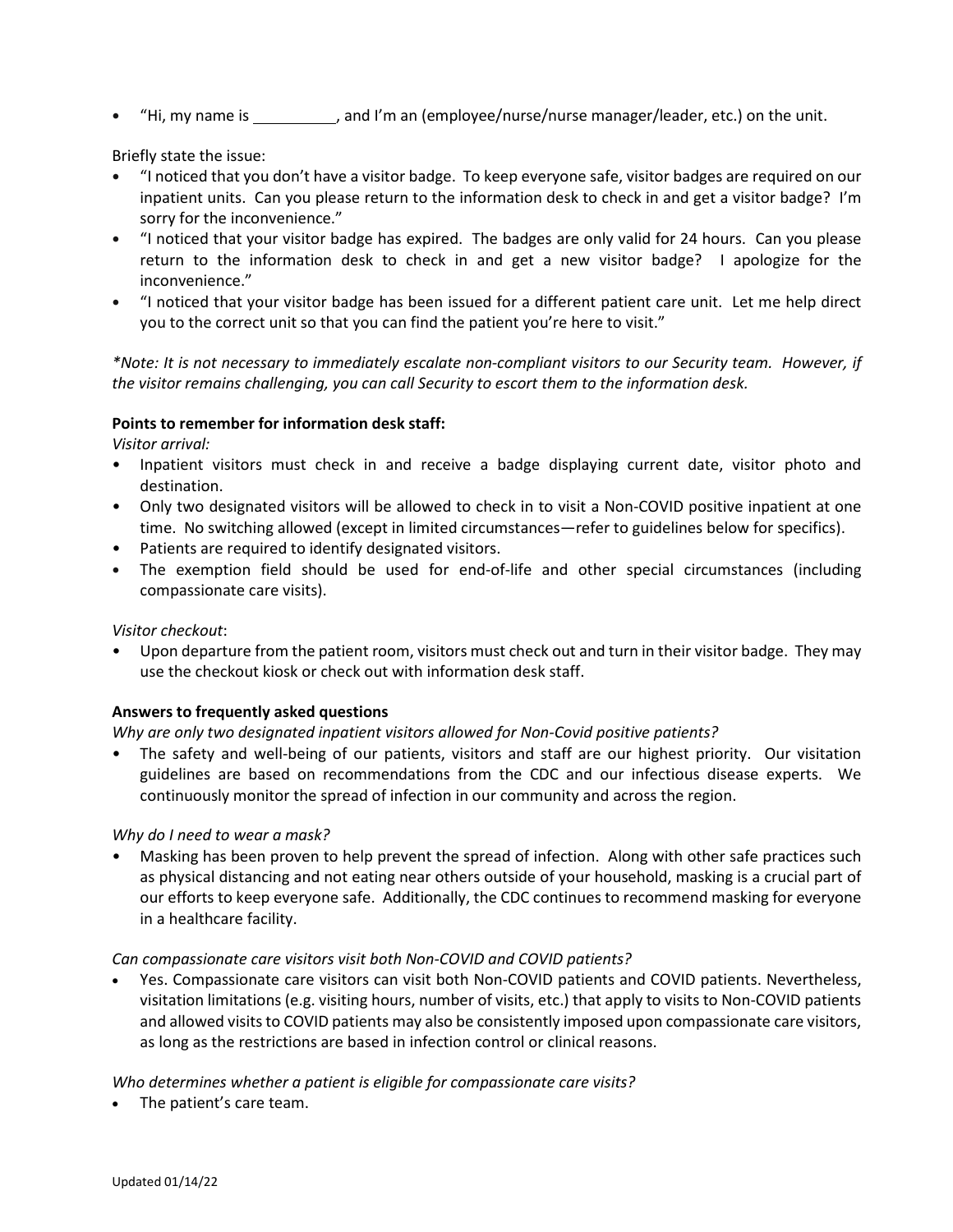- "Hi, my name is __________, and I'm an (employee/nurse/nurse manager/leader, etc.) on the unit.

Briefly state the issue:

- "I noticed that you don't have a visitor badge. To keep everyone safe, visitor badges are required on our inpatient units. Can you please return to the information desk to check in and get a visitor badge? I'm sorry for the inconvenience."
- "I noticed that your visitor badge has expired. The badges are only valid for 24 hours. Can you please return to the information desk to check in and get a new visitor badge? I apologize for the inconvenience."
- "I noticed that your visitor badge has been issued for a different patient care unit. Let me help direct you to the correct unit so that you can find the patient you're here to visit."

*\*Note: It is not necessary to immediately escalate non-compliant visitors to our Security team. However, if the visitor remains challenging, you can call Security to escort them to the information desk.*

**Points to remember for information desk staff:**

*Visitor arrival:*

- Inpatient visitors must check in and receive a badge displaying current date, visitor photo and destination.
- Only two designated visitors will be allowed to check in to visit a Non-COVID positive inpatient at one time. No switching allowed (except in limited circumstances—refer to guidelines below for specifics).
- Patients are required to identify designated visitors.
- The exemption field should be used for end-of-life and other special circumstances (including compassionate care visits).

*Visitor checkout*:

- Upon departure from the patient room, visitors must check out and turn in their visitor badge. They may use the checkout kiosk or check out with information desk staff.

**Answers to frequently asked questions**

*Why are only two designated inpatient visitors allowed for Non-Covid positive patients?*

- The safety and well-being of our patients, visitors and staff are our highest priority. Our visitation guidelines are based on recommendations from the CDC and our infectious disease experts. We continuously monitor the spread of infection in our community and across the region.

*Why do I need to wear a mask?*

- Masking has been proven to help prevent the spread of infection. Along with other safe practices such as physical distancing and not eating near others outside of your household, masking is a crucial part of our efforts to keep everyone safe. Additionally, the CDC continues to recommend masking for everyone in a healthcare facility.

*Can compassionate care visitors visit both Non-COVID and COVID patients?*

- Yes. Compassionate care visitors can visit both Non-COVID patients and COVID patients. Nevertheless, visitation limitations (e.g. visiting hours, number of visits, etc.) that apply to visits to Non-COVID patients and allowed visits to COVID patients may also be consistently imposed upon compassionate care visitors, as long as the restrictions are based in infection control or clinical reasons.

*Who determines whether a patient is eligible for compassionate care visits?*

- The patient's care team.

Updated 01/14/22